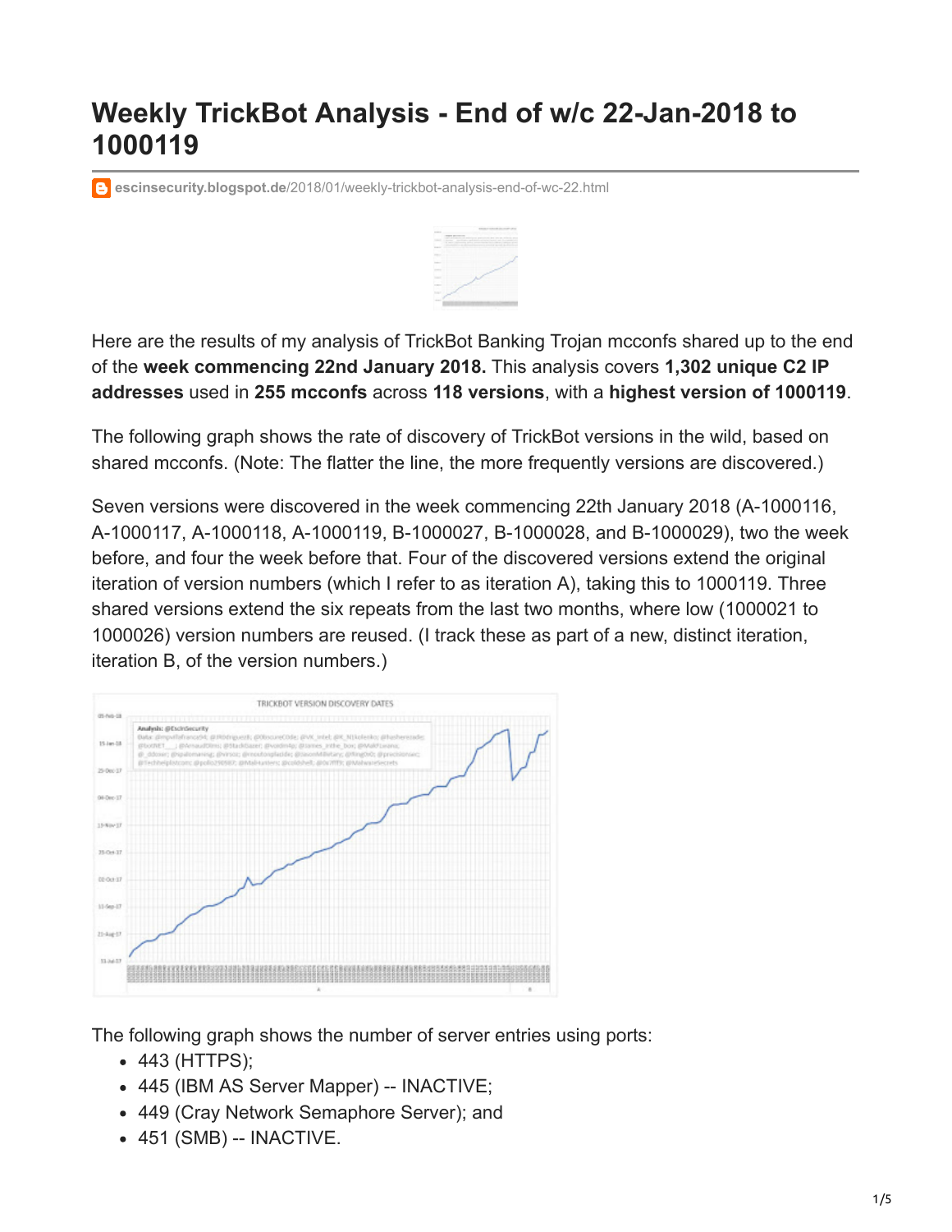# Weekly TrickBot Analysis - End of w/c 22-Jan-2018 to 1000119

escinsecurity.blogspot.de/2018/01/weekly-trickbot-analysis-end-of-wc-22.html

Here are the results of my analysis of TrickBot Banking Trojan mcconfs shared up to the end of the **week commencing 22nd January 2018.** This analysis covers **1,302 unique C2 IP addresses** used in **255 mcconfs** across **118 versions**, with a **highest version of 1000119**.

The following graph shows the rate of discovery of TrickBot versions in the wild, based on shared mcconfs. (Note: The flatter the line, the more frequently versions are discovered.)

Seven versions were discovered in the week commencing 22th January 2018 (A-1000116, A-1000117, A-1000118, A-1000119, B-1000027, B-1000028, and B-1000029), two the week before, and four the week before that. Four of the discovered versions extend the original iteration of version numbers (which I refer to as iteration A), taking this to 1000119. Three shared versions extend the six repeats from the last two months, where low (1000021 to 1000026) version numbers are reused. (I track these as part of a new, distinct iteration, iteration B, of the version numbers.)

TRICKBOT VERSION DISCOVERY DATES

Analysis: @EscInSecurity

05-Feb-18
15-Jan-18
25-Dec-17
04-Dec-17
13-Nov-17
23-Oct-17
02-Oct-17
11-Sep-17
21-Aug-17
31-Jul-17

A
B

The following graph shows the number of server entries using ports:

- 443 (HTTPS);
- 445 (IBM AS Server Mapper) -- INACTIVE;
- 449 (Cray Network Semaphore Server); and
- 451 (SMB) -- INACTIVE.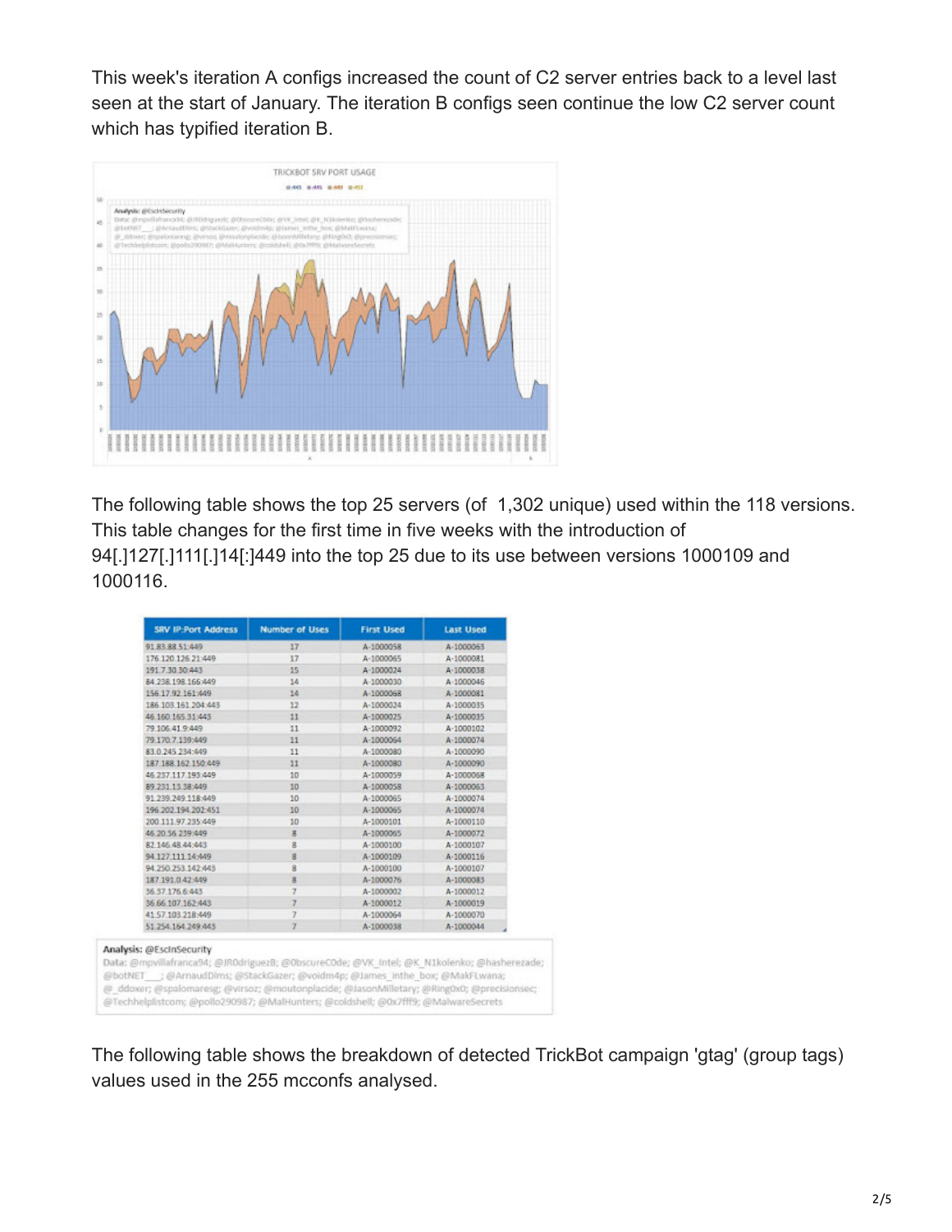This week's iteration A configs increased the count of C2 server entries back to a level last seen at the start of January. The iteration B configs seen continue the low C2 server count which has typified iteration B.

TRICKBOT SRV PORT USAGE

■:443 ■:445 ■:449 ■:451

Analysis: @EscInSecurity

Data: @mpvillafranca94; @IR0drigueziB; @ObscureC0de; @VK_Intel; @K_N1kolenko; @hasherezade; @botNET___; @ArnaudDlms; @StackGazer; @voidm4p; @James_inthe_box; @MakFLwana; @_ddoxer; @spalomaresg; @virsoz; @moutonplacide; @JasonMilletary; @Ring0x0; @precisionsec; @Techhelplistcom; @pollo290987; @MalHunters; @coldshell; @0x7fff9; @MalwareSecrets

The following table shows the top 25 servers (of 1,302 unique) used within the 118 versions. This table changes for the first time in five weeks with the introduction of 94[.]127[.]111[.]14[:]449 into the top 25 due to its use between versions 1000109 and 1000116.

| SRV IP:Port Address | Number of Uses | First Used | Last Used |
|---|---|---|---|
| 91.83.88.51:449 | 17 | A-1000058 | A-1000063 |
| 176.120.126.21:449 | 17 | A-1000065 | A-1000081 |
| 191.7.30.30:443 | 15 | A-1000024 | A-1000038 |
| 84.238.198.166:449 | 14 | A-1000030 | A-1000046 |
| 156.17.92.161:449 | 14 | A-1000068 | A-1000081 |
| 186.103.161.204:443 | 12 | A-1000024 | A-1000035 |
| 46.160.165.31:443 | 11 | A-1000025 | A-1000035 |
| 79.106.41.9:449 | 11 | A-1000092 | A-1000102 |
| 79.170.7.139:449 | 11 | A-1000064 | A-1000074 |
| 83.0.245.234:449 | 11 | A-1000080 | A-1000090 |
| 187.188.162.150:449 | 11 | A-1000080 | A-1000090 |
| 46.237.117.193:449 | 10 | A-1000059 | A-1000068 |
| 89.231.13.38:449 | 10 | A-1000058 | A-1000063 |
| 91.239.249.118:449 | 10 | A-1000065 | A-1000074 |
| 196.202.194.202:451 | 10 | A-1000065 | A-1000074 |
| 200.111.97.235:449 | 10 | A-1000101 | A-1000110 |
| 46.20.56.239:449 | 8 | A-1000065 | A-1000072 |
| 82.146.48.44:443 | 8 | A-1000100 | A-1000107 |
| 94.127.111.14:449 | 8 | A-1000109 | A-1000116 |
| 94.250.253.142:443 | 8 | A-1000100 | A-1000107 |
| 187.191.0.42:449 | 8 | A-1000076 | A-1000083 |
| 36.37.176.6:443 | 7 | A-1000002 | A-1000012 |
| 36.66.107.162:443 | 7 | A-1000012 | A-1000019 |
| 41.57.103.218:449 | 7 | A-1000064 | A-1000070 |
| 51.254.164.249:443 | 7 | A-1000038 | A-1000044 |

Analysis: @EscInSecurity

Data: @mpvillafranca94; @IR0driguezB; @ObscureC0de; @VK_Intel; @K_N1kolenko; @hasherezade; @botNET___; @ArnaudDlms; @StackGazer; @voidm4p; @James_inthe_box; @MakFLwana; @_ddoxer; @spalomaresg; @virsoz; @moutonplacide; @JasonMilletary; @Ring0x0; @precisionsec; @Techhelplistcom; @pollo290987; @MalHunters; @coldshell; @0x7fff9; @MalwareSecrets

The following table shows the breakdown of detected TrickBot campaign 'gtag' (group tags) values used in the 255 mcconfs analysed.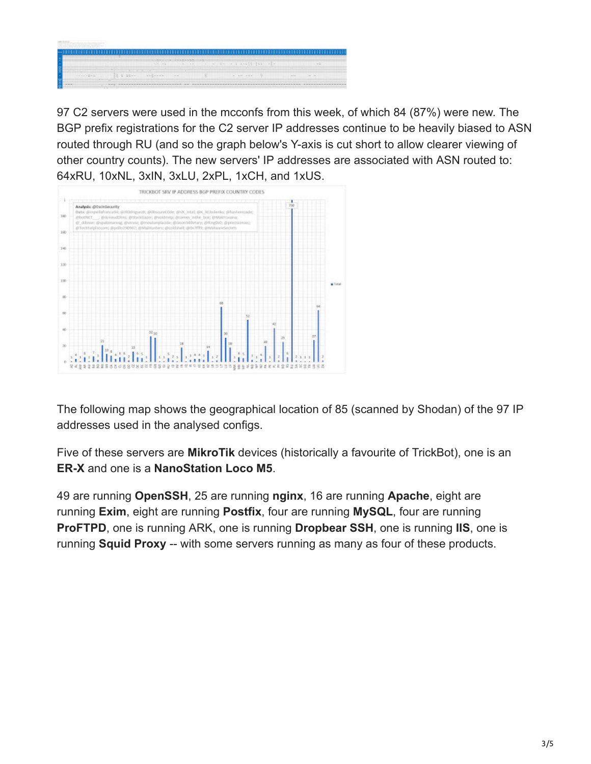97 C2 servers were used in the mcconfs from this week, of which 84 (87%) were new. The BGP prefix registrations for the C2 server IP addresses continue to be heavily biased to ASN routed through RU (and so the graph below's Y-axis is cut short to allow clearer viewing of other country counts). The new servers' IP addresses are associated with ASN routed to: 64xRU, 10xNL, 3xIN, 3xLU, 2xPL, 1xCH, and 1xUS.

TRICKBOT SRV IP ADDRESS BGP PREFIX COUNTRY CODES

The following map shows the geographical location of 85 (scanned by Shodan) of the 97 IP addresses used in the analysed configs.

Five of these servers are **MikroTik** devices (historically a favourite of TrickBot), one is an **ER-X** and one is a **NanoStation Loco M5**.

49 are running **OpenSSH**, 25 are running **nginx**, 16 are running **Apache**, eight are running **Exim**, eight are running **Postfix**, four are running **MySQL**, four are running **ProFTPD**, one is running ARK, one is running **Dropbear SSH**, one is running **IIS**, one is running **Squid Proxy** -- with some servers running as many as four of these products.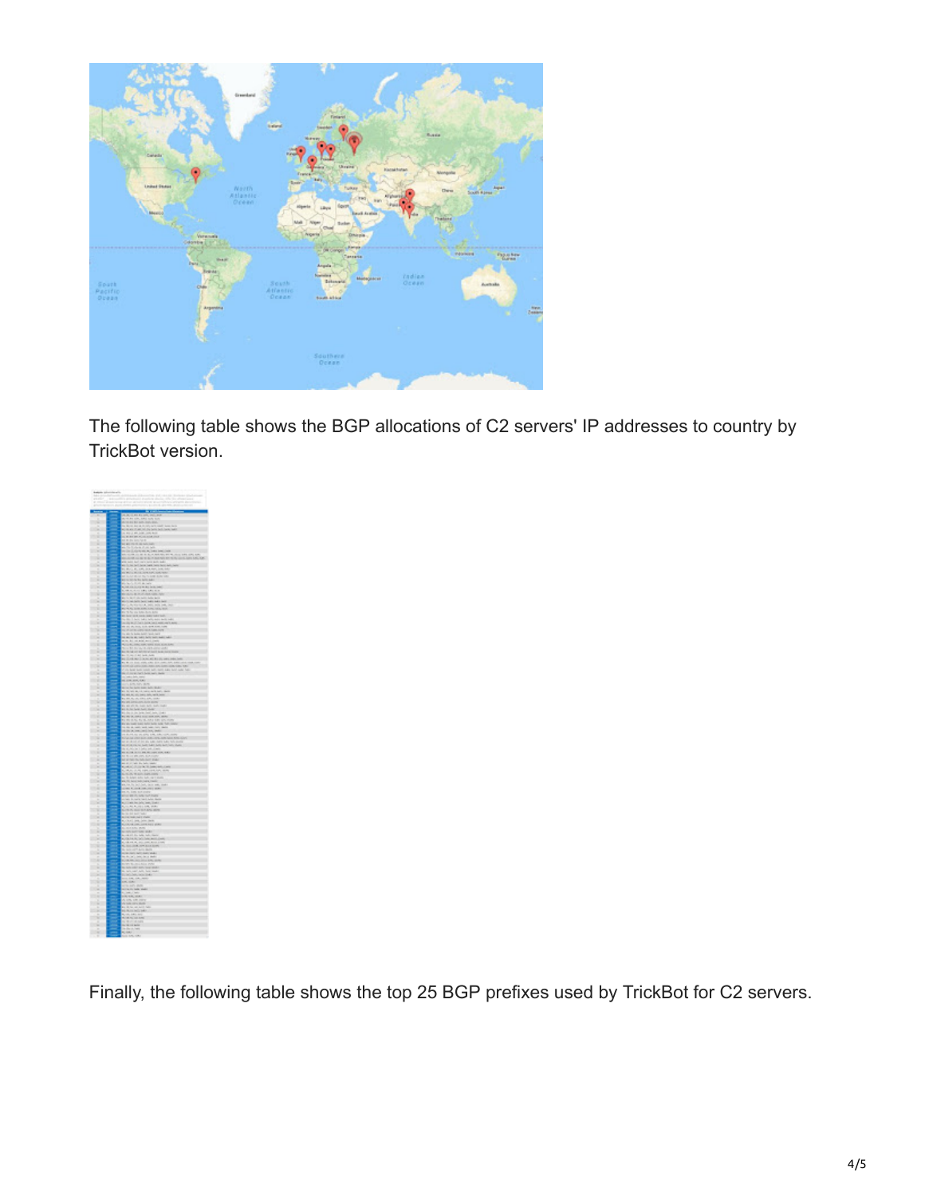The following table shows the BGP allocations of C2 servers' IP addresses to country by TrickBot version.

Finally, the following table shows the top 25 BGP prefixes used by TrickBot for C2 servers.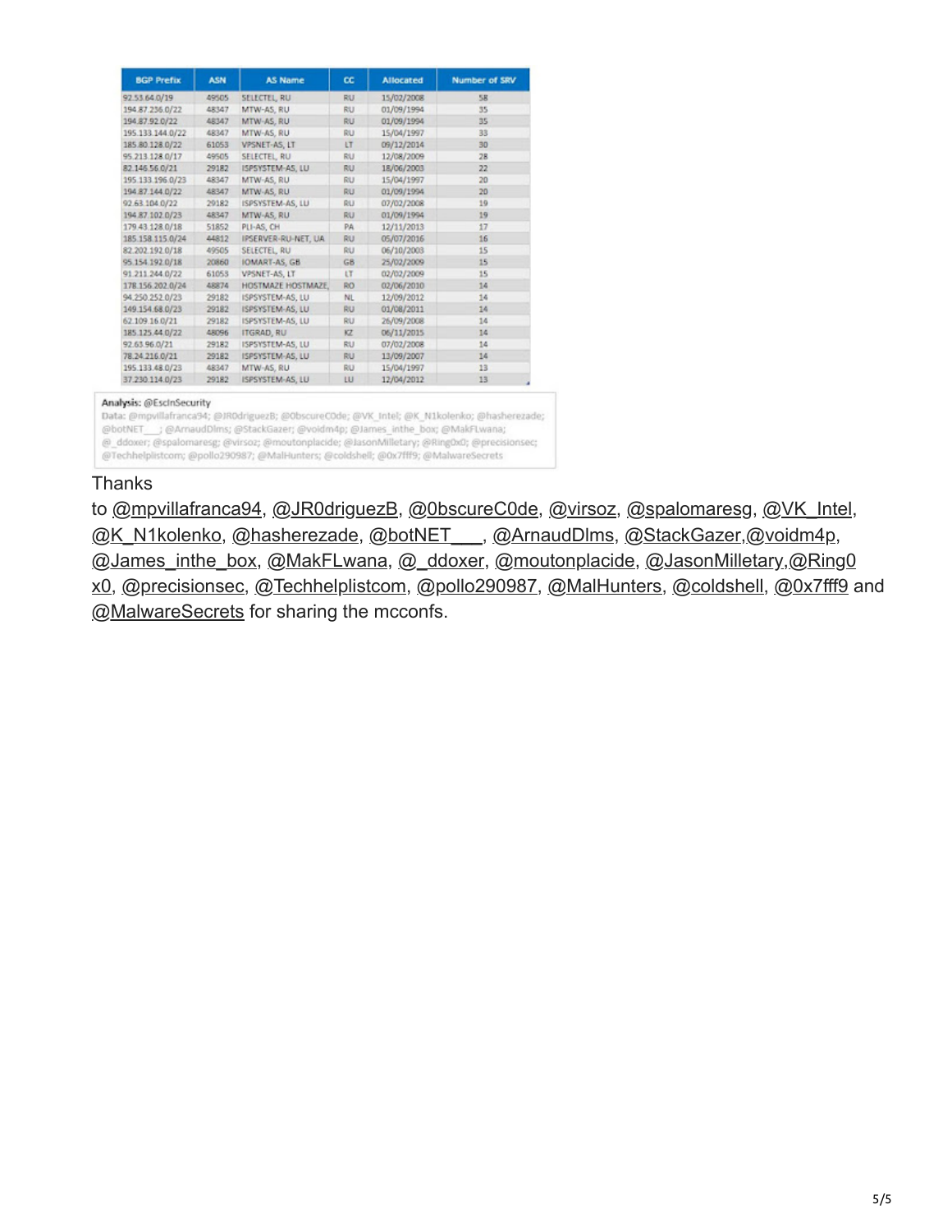| BGP Prefix | ASN | AS Name | CC | Allocated | Number of SRV |
| --- | --- | --- | --- | --- | --- |
| 92.53.64.0/19 | 49505 | SELECTEL, RU | RU | 15/02/2008 | 58 |
| 194.87.236.0/22 | 48347 | MTW-AS, RU | RU | 01/09/1994 | 35 |
| 194.87.92.0/22 | 48347 | MTW-AS, RU | RU | 01/09/1994 | 35 |
| 195.133.144.0/22 | 48347 | MTW-AS, RU | RU | 15/04/1997 | 33 |
| 185.80.128.0/22 | 61053 | VPSNET-AS, LT | LT | 09/12/2014 | 30 |
| 95.213.128.0/17 | 49505 | SELECTEL, RU | RU | 12/08/2009 | 28 |
| 82.146.56.0/21 | 29182 | ISPSYSTEM-AS, LU | RU | 18/06/2003 | 22 |
| 195.133.196.0/23 | 48347 | MTW-AS, RU | RU | 15/04/1997 | 20 |
| 194.87.144.0/22 | 48347 | MTW-AS, RU | RU | 01/09/1994 | 20 |
| 92.63.104.0/22 | 29182 | ISPSYSTEM-AS, LU | RU | 07/02/2008 | 19 |
| 194.87.102.0/23 | 48347 | MTW-AS, RU | RU | 01/09/1994 | 19 |
| 179.43.128.0/18 | 51852 | PLI-AS, CH | PA | 12/11/2013 | 17 |
| 185.158.115.0/24 | 44812 | IPSERVER-RU-NET, UA | RU | 05/07/2016 | 16 |
| 82.202.192.0/18 | 49505 | SELECTEL, RU | RU | 06/10/2003 | 15 |
| 95.154.192.0/18 | 20860 | IOMART-AS, GB | GB | 25/02/2009 | 15 |
| 91.211.244.0/22 | 61053 | VPSNET-AS, LT | LT | 02/02/2009 | 15 |
| 178.156.202.0/24 | 48874 | HOSTMAZE HOSTMAZE, | RO | 02/06/2010 | 14 |
| 94.250.252.0/23 | 29182 | ISPSYSTEM-AS, LU | NL | 12/09/2012 | 14 |
| 149.154.68.0/23 | 29182 | ISPSYSTEM-AS, LU | RU | 01/08/2011 | 14 |
| 62.109.16.0/21 | 29182 | ISPSYSTEM-AS, LU | RU | 26/09/2008 | 14 |
| 185.125.44.0/22 | 48096 | ITGRAD, RU | KZ | 06/11/2015 | 14 |
| 92.63.96.0/21 | 29182 | ISPSYSTEM-AS, LU | RU | 07/02/2008 | 14 |
| 78.24.216.0/21 | 29182 | ISPSYSTEM-AS, LU | RU | 13/09/2007 | 14 |
| 195.133.48.0/23 | 48347 | MTW-AS, RU | RU | 15/04/1997 | 13 |
| 37.230.114.0/23 | 29182 | ISPSYSTEM-AS, LU | LU | 12/04/2012 | 13 |

**Analysis:** @EscInSecurity
Data: @mpvillafranca94; @JR0driguezB; @0bscureC0de; @VK_Intel; @K_N1kolenko; @hasherezade; @botNET___; @ArnaudDlms; @StackGazer; @voidm4p; @James_inthe_box; @MakFLwana; @_ddoxer; @spalomaresg; @virsoz; @moutonplacide; @JasonMilletary; @Ring0x0; @precisionsec; @Techhelplistcom; @pollo290987; @MalHunters; @coldshell; @0x7fff9; @MalwareSecrets

Thanks to @mpvillafranca94, @JR0driguezB, @0bscureC0de, @virsoz, @spalomaresg, @VK_Intel, @K_N1kolenko, @hasherezade, @botNET___, @ArnaudDlms, @StackGazer,@voidm4p, @James_inthe_box, @MakFLwana, @_ddoxer, @moutonplacide, @JasonMilletary,@Ring0x0, @precisionsec, @Techhelplistcom, @pollo290987, @MalHunters, @coldshell, @0x7fff9 and @MalwareSecrets for sharing the mcconfs.